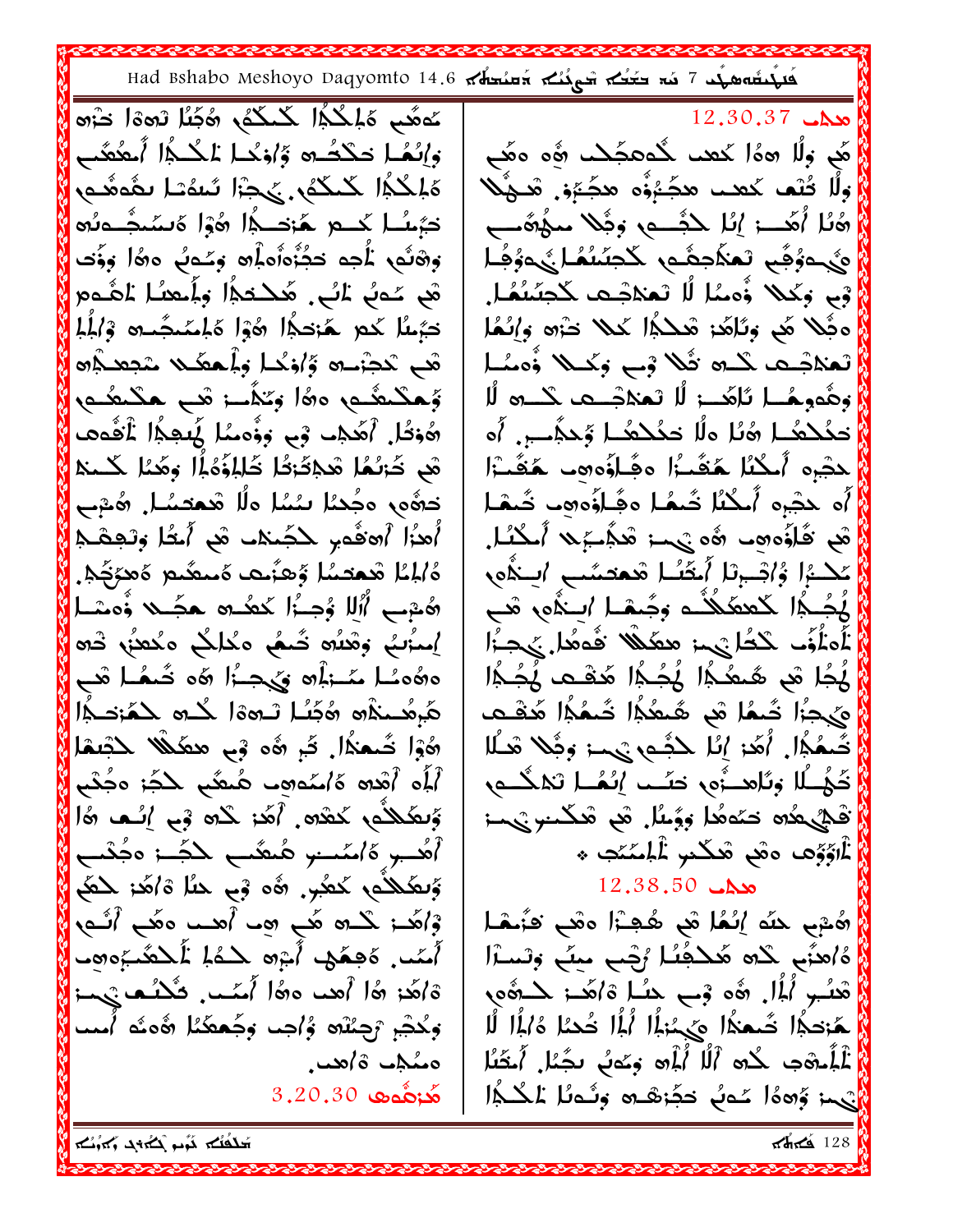ܡܬܝ 12.30.37

ܡܢ ܕܠܐ ܗܘܐ ܥܡܝ ܠܘܩܒܠܝ ܗܘ ܘܡܢ ܕܠܐ ܟܢܫ ܥܡܝ ܡܒܕܪܘ ܡܒܕܪ. ܡܛܠ ܗܢܐ ܐܡܪ ܐܢܐ ܠܟܘܢ ܕܟܠ ܚܛܗܐ ܘܓܘܕܦܝܢ ܢܫܬܒܩܘܢ ܠܒܢܝܢܫܐ܂ ܓܘܕܦܐ ܕܝܢ ܕܥܠ ܪܘܚܐ ܠܐ ܢܫܬܒܩ ܠܒܢܝܢܫܐ. ܘܟܠ ܡܢ ܕܢܐܡܪ ܡܠܬܐ ܥܠ ܒܪܗ ܕܐܢܫܐ ܢܫܬܒܩ ܠܗ. ܟܠ ܕܝܢ ܕܥܠ ܪܘܚܐ ܕܩܘܕܫܐ ܢܐܡܪ ܠܐ ܢܫܬܒܩ ܠܗ ܠܐ ܒܥܠܡܐ ܗܢܐ ܘܠܐ ܒܥܠܡܐ ܕܥܬܝܕ. ܐܘ ܥܒܕܘ ܐܝܠܢܐ ܫܦܝܪܐ ܘܦܐܪܘܗܝ ܫܦܝܪܐ ܐܘ ܥܒܕܘ ܐܝܠܢܐ ܒܝܫܐ ܘܦܐܪܘܗܝ ܒܝܫܐ ܡܢ ܦܐܪܘܗܝ ܗܘ ܓܝܪ ܡܬܝܕܥ ܐܝܠܢܐ. ܝܠܕܐ ܕܐܟܕܢܐ ܐܝܟܢܐ ܡܫܟܚܝܢ ܐܢܬܘܢ ܛܒܬܐ ܠܡܡܠܠܘ ܕܒܝܫܐ ܐܢܬܘܢ. ܡܢ ܬܘܬܪܐ ܓܝܪ ܕܠܒܐ ܡܡܠܠ ܦܘܡܐ. ܓܒܪܐ ܛܒܐ ܡܢ ܣܝܡܬܐ ܛܒܬܐ ܡܦܩ ܛܒܬܐ ܘܓܒܪܐ ܒܝܫܐ ܡܢ ܣܝܡܬܐ ܒܝܫܬܐ ܡܦܩ ܒܝܫܬܐ. ܐܡܪ ܐܢܐ ܠܟܘܢ ܓܝܪ ܕܟܠ ܡܠܐ ܒܛܝܠܐ ܕܢܐܡܪܘܢ ܒܢܝ ܐܢܫܐ ܢܬܠܘܢ ܦܬܓܡܗ ܒܝܘܡܐ ܕܕܝܢܐ. ܡܢ ܡܠܝܟ ܓܝܪ ܬܙܕܕܩ ܘܡܢ ܡܠܝܟ ܬܬܚܝܒ ܀

ܡܬܝ 12.38.50

ܗܝܕܝܢ ܥܢܘ ܐܢܫܐ ܡܢ ܣܦܪܐ ܘܡܢ ܦܪܝܫܐ ܘܐܡܪܝܢ ܠܗ ܡܠܦܢܐ ܨܒܝܢ ܚܢܢ ܕܢܚܙܐ ܡܢܟ ܐܬܐ. ܗܘ ܕܝܢ ܥܢܐ ܘܐܡܪ ܠܗܘܢ ܫܪܒܬܐ ܒܝܫܬܐ ܘܓܝܪܐ ܐܬܐ ܒܥܝܐ ܘܐܬܐ ܠܐ ܬܬܝܗܒ ܠܗ ܐܠܐ ܐܬܐ ܕܝܘܢܢ ܢܒܝܐ. ܐܝܟܢܐ ܓܝܪ ܕܗܘܐ ܝܘܢܢ ܒܟܪܣܗ ܕܢܘܢܐ ܬܠܬܐ ܝܘܡܝܢ ܘܬܠܬܐ ܠܠܝܢ ܗܟܢܐ ܢܗܘܐ ܒܪܗ ܕܐܢܫܐ ܒܠܒܗ ܕܐܪܥܐ ܬܠܬܐ ܝܘܡܝܢ ܘܬܠܬܐ ܠܠܝܢ. ܓܒܪܐ ܢܝܢܘܝܐ ܢܩܘܡܘܢ ܒܕܝܢܐ ܥܡ ܫܪܒܬܐ ܗܕܐ ܘܢܚܝܒܘܢܗ ܕܬܒܘ ܒܟܪܘܙܘܬܗ ܕܝܘܢܢ ܘܗܐ ܗܪܟܐ ܝܬܝܪ ܡܢ ܝܘܢܢ. ܡܠܟܬܐ ܕܬܝܡܢܐ ܬܩܘܡ ܒܕܝܢܐ ܥܡ ܫܪܒܬܐ ܗܕܐ ܘܬܚܝܒܝܗ. ܕܐܬܬ ܡܢ ܥܒܪܝ ܐܪܥܐ ܕܬܫܡܥ ܚܟܡܬܗ ܕܫܠܝܡܘܢ ܘܗܐ ܗܪܟܐ ܝܬܝܪ ܡܢ ܫܠܝܡܘܢ. ܡܐ ܕܪܘܚܐ ܕܝܢ ܛܢܦܬܐ ܬܦܘܩ ܡܢ ܒܪܢܫܐ ܡܬܟܪܟܐ ܒܕܘܟܝܬܐ ܕܠܝܬ ܒܗܘܢ ܡܝܐ ܕܬܬܢܝܚ ܘܒܥܝܐ ܘܠܐ ܡܫܟܚܐ. ܗܝܕܝܢ ܐܡܪܐ ܐܗܦܘܟ ܠܒܝܬܝ ܡܢ ܐܝܟܐ ܕܢܦܩܬ ܘܐܬܝܐ ܡܫܟܚܐ ܠܗ ܕܣܪܝܩ ܘܡܟܢܫ ܘܡܨܒܬ. ܗܝܕܝܢ ܐܙܠܐ ܕܒܪܐ ܥܡܗ ܫܒܥ ܪܘܚܝܢ ܐܚܪܢܝܢ ܕܒܝܫܢ ܡܢܗ ܘܥܐܠܢ ܘܥܡܪܢ ܒܗ ܘܗܘܝܐ ܚܪܬܗ ܕܓܒܪܐ ܗܘ ܒܝܫܐ ܡܢ ܩܕܡܝܬܗ. ܗܟܢܐ ܢܗܘܐ ܠܫܪܒܬܐ ܗܕܐ ܒܝܫܬܐ. ܘܥܕ ܗܘ ܡܡܠܠ ܥܡ ܟܢܫܐ ܐܬܘ ܐܡܗ ܘܐܚܘܗܝ ܘܩܝܡܝܢ ܗܘܘ ܠܒܪ ܘܒܥܝܢ ܕܢܡܠܠܘܢ ܥܡܗ. ܘܐܡܪ ܠܗ ܐܢܫ ܗܐ ܐܡܟ ܘܐܚܝܟ ܠܒܪ ܩܝܡܝܢ ܘܒܥܝܢ ܕܢܡܠܠܘܢ ܥܡܟ. ܗܘ ܕܝܢ ܥܢܐ ܘܐܡܪ ܠܡܢ ܕܐܡܪ ܠܗ ܡܢܘ ܐܡܝ ܘܡܢܘ ܐܚܝ. ܘܦܫܛ ܐܝܕܗ ܠܘܬ ܬܠܡܝܕܘܗܝ ܘܐܡܪ ܗܐ ܐܡܝ ܘܗܐ ܐܚܝ. ܟܠ ܓܝܪ ܕܥܒܕ ܨܒܝܢܗ ܕܐܒܝ ܕܒܫܡܝܐ ܗܘ ܐܚܝ ܘܚܬܝ ܘܐܡܝ.

ܡܪܩܘܣ 3.20.30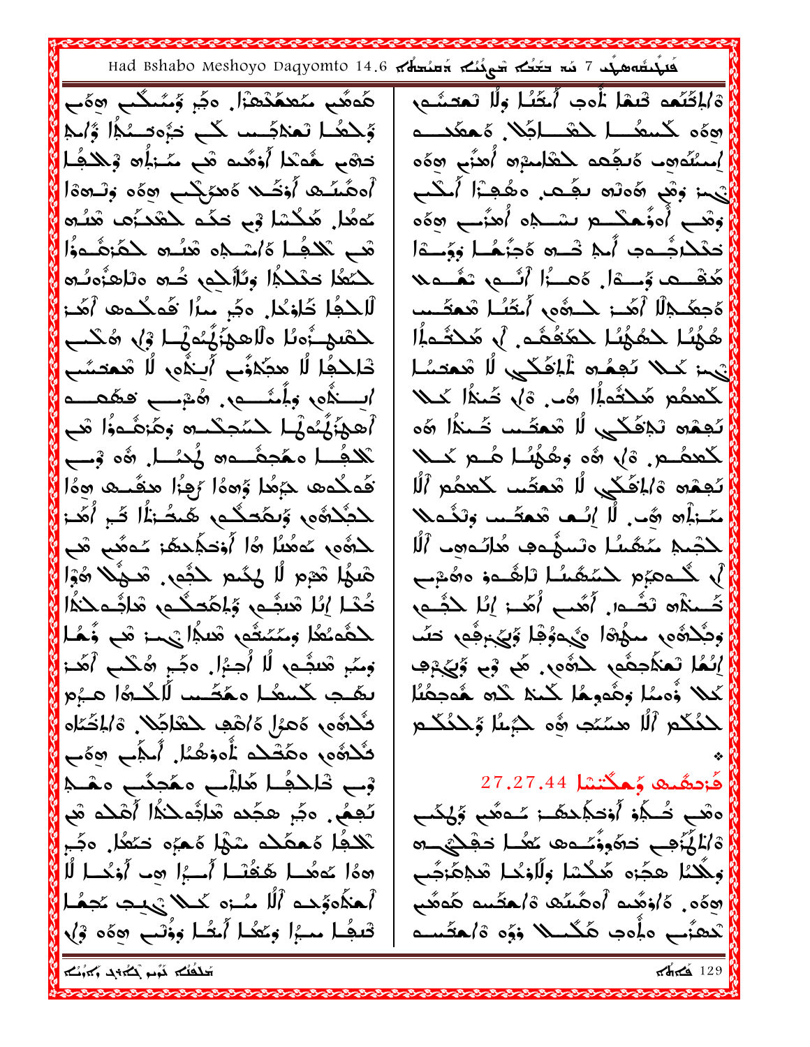ܘܐܝܟܢܐ ܬܢܩܐ ܠܘܬ ܐܢܫܐ ܘܠܐ ܡܬܚܫܒܝܢ
ܗܘܐ ܠܟܢܫܐ ܠܫܠܛܢܐ. ܘܡܫܟܚܐ
ܐܢܫܝܢ ܘܢܦܩܘ ܠܫܠܝܚܘ ܐܡܪܝܢ ܗܘܘ
ܕܝܢ ܘܗܐ ܗܘܐ ܢܦܩ ܘܡܦܩܐ ܐܝܟ
ܘܗܝ ܐܘܟܠܣ ܢܣܒܘ ܐܡܪܝܢ ܗܘܘ
ܦܠܓܘܬܐ ܐܝܟ ܕܗܘ ܘܕܘܟܬܐ ܘܡܬܐ
ܡܬܩܪܒ ܡܬܐ. ܘܗܢܐ ܐܢܘ ܬܫܥܝ
ܘܕܡܟܠܢ ܐܡܪ ܠܗܘܢ ܐܝܟܢܐ ܡܫܝܚܐ
ܦܘܪܫܐ ܠܦܘܪܫܐ ܠܡܬܦܫܩܘ. ܐܘ ܡܬܚܙܝܐ
ܕܝܢ ܟܠ ܢܦܫܗ ܕܐܝܟܢܝ ܠܐ ܡܫܬܡܥܐ
ܠܟܘܠܗ ܡܬܚܙܝܐ ܗܘ. ܘܐܘ ܦܣܩܐ ܟܠ
ܢܦܫܗ ܬܬܦܠܓ ܠܐ ܡܫܬܡܥ ܦܣܩܐ ܗܘ
ܠܟܘܠܗ. ܘܐܘ ܗܘ ܕܦܠܓܐ ܗܘ ܟܠ
ܢܦܫܗ ܘܐܝܟܢܝ ܠܐ ܡܫܬܡܥ ܠܟܘܠܗ ܐܠܐ
ܡܬܦܠܓ ܗܘ. ܠܐ ܐܢܫ ܡܫܬܡܥ ܘܢܛܘܠ
ܠܒܝܬ ܡܠܟܘܬܐ ܘܢܦܠ ܦܠܓܘܬܐ ܐܠܐ
ܐܘ ܟܠ ܡܠܟܘܬܐ ܬܬܦܠܓ ܘܬܦܠ
ܒܝܬܗ ܢܦܠ. ܐܡܪ ܐܡܪ ܐܢܐ ܠܟܘܢ
ܘܕܠܗܘܢ ܡܢܗܘܢ ܕܐܝܬ ܒܥܠܕܒܒܐ ܒܗ
ܐܢܘܢ ܡܬܟܬܫܝܢ ܠܗܘܢ. ܐܦ ܗܘ ܕܥܠܕܒܒܐ
ܟܠ ܒܝܬܐ ܘܫܘܪܐ ܟܠܗ ܠܗ ܡܬܦܠܓ
ܠܟܠܟܘܢ ܐܠܐ ܡܢܝܢ ܗܘ ܠܚܕܐ ܕܠܟܠܟܘܢ ❖

## ܦܘܫܩܐ ܕܡܟܬܒܢܘܬܐ 27.27.44

ܘܗܝܕܝܢ ܐܣܛܪܛܝܘܛܐ ܕܗܓܡܘܢܐ ܕܒܪܝܬܐ
ܕܐܢܘܢ ܕܗܓܡܘܢܐ ܢܣܒܘܗܝ ܠܝܫܘܥ ܠܒܝܬ
ܕܝܢܐ ܕܦܝܠܛܘܣ ܘܟܢܫܘ ܥܠܘܗܝ ܟܠܗ ܣܦܝܪܐ
ܗܘܐ. ܘܐܫܠܚܘܗܝ ܘܐܠܒܫܘܗܝ ܟܠܡܝܣ ܕܙܚܘܪܝܬܐ
ܟܕܡܐ ܘܓܕܠܘ ܟܠܝܠܐ ܕܚܘܚܐ ܘܣܡܘ ܥܠ
ܪܫܗ ܘܩܢܝܐ ܒܝܡܝܢܗ ܘܒܪܟܘ ܥܠ ܒܘܪܟܝܗܘܢ
ܩܕܡܘܗܝ ܘܡܒܙܚܝܢ ܗܘܘ ܒܗ ܘܐܡܪܝܢ. ܫܠܡ
ܠܟ ܡܠܟܐ ܕܝܗܘܕܝܐ. ܘܪܩܘ ܒܐܦܘܗܝ ܘܢܣܒܘ
ܩܢܝܐ ܘܡܚܝܢ ܗܘܘ ܠܗ ܥܠ ܪܫܗ. ܘܟܕ
ܒܙܚܘ ܒܗ ܐܫܠܚܘܗܝ ܟܠܡܝܣ ܘܐܠܒܫܘܗܝ ܢܚܬܘܗܝ
ܘܢܦܩܘ ܠܡܙܩܦܗ. ܘܟܕ ܢܦܩܝܢ ܗܘܘ ܐܫܟܚܘ
ܓܒܪܐ ܩܘܪܝܢܝܐ ܕܫܡܗ ܫܡܥܘܢ ܠܗܢܐ
ܫܚܪܘ ܕܢܫܩܘܠ ܙܩܝܦܗ. ܘܐܬܘ ܠܕܘܟܬܐ
ܕܡܬܩܪܝܐ ܓܓܘܠܬܐ ܕܡܬܦܫܩܐ ܩܪܩܦܬܐ.
ܘܝܗܒܘ ܠܗ ܕܢܫܬܐ ܚܠܐ ܕܡܙܝܓ ܒܡܪܪܬܐ ܘܛܥܡ
ܘܠܐ ܨܒܐ ܠܡܫܬܐ. ܘܟܕ ܙܩܦܘܗܝ ܦܠܓܘ
ܢܚܬܘܗܝ ܒܦܣܐ. ܘܝܬܒܝܢ ܗܘܘ ܘܢܛܪܝܢ ܠܗ
ܬܡܢ. ܘܣܡܘ ܠܥܠ ܡܢ ܪܫܗ ܥܠܬ ܡܘܬܗ
ܒܟܬܒܐ. ܗܢܘ ܝܫܘܥ ܡܠܟܐ ܕܝܗܘܕܝܐ. ܘܙܩܦܘ
ܥܡܗ ܬܪܝܢ ܠܣܛܝܢ ܚܕ ܡܢ ܝܡܝܢܗ ܘܚܕ
ܡܢ ܣܡܠܗ. ܘܐܝܠܝܢ ܕܥܒܪܝܢ ܗܘܘ ܡܓܕܦܝܢ
ܗܘܘ ܥܠܘܗܝ ܘܡܢܝܕܝܢ ܪܫܝܗܘܢ ܘܐܡܪܝܢ ܗܘܘ.
ܫܪܐ ܗܝܟܠܐ ܘܒܢܐ ܠܗ ܠܬܠܬܐ ܝܘܡܝܢ
ܦܨܐ ܢܦܫܟ ܐܢ ܒܪܗ ܐܢܬ ܕܐܠܗܐ ܘܚܘܬ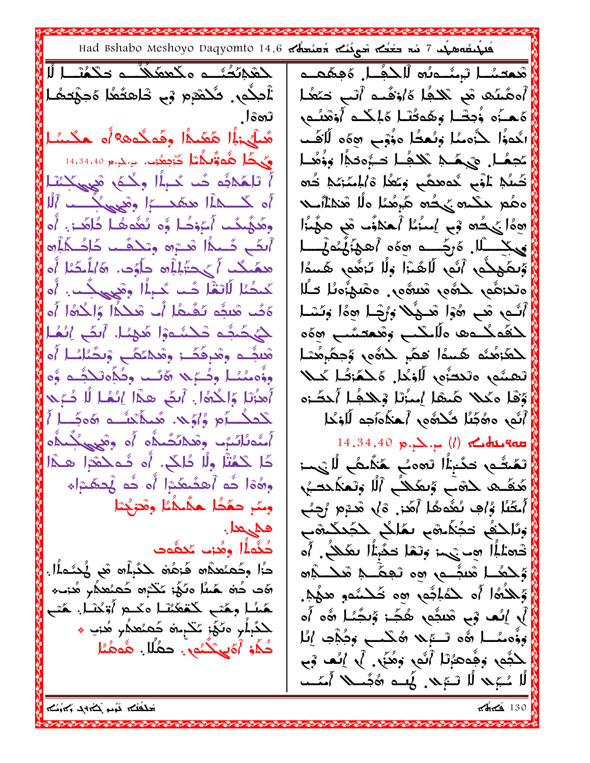ܗܡܢܝܢܐ ܕܢܣܡܘܢܗ ܠܐܠܗܐ. ܘܗܟܢܐ
ܐܦܣܩܘܗ ܡܢ ܫܠܛܐ ܕܐܘܪܫܠܡ ܐܢܫ ܒܥܠܐ
ܘܗܢܘ ܕܝܢܐ ܕܫܘܕܥܐ ܘܐܝܟܢܐ ܐܘܪܫܠܡ
ܐܟܘܬ ܠܗܘܢܐ ܘܢܡܘܣܐ ܘܙܘܢ ܗܘܐ ܠܐܩܦ
ܡܛܠ. ܘܐܝܟܢ ܫܠܛܐ ܕܪܘܡܝܐ ܘܝܕܥܐ
ܕܟܝܢ ܐܝܟ ܕܡܫܡܫܢ ܘܝܕܥܐ ܕܐܠܝܡܝܢ ܕܗ
ܘܡܢ ܕܟܠܗ ܥܠܘܗ ܡܪܝܐ ܘܠܐ ܡܢܟܦܝܢ
ܗܘܐ ܥܠܘܗ ܡܢ ܐܝܬܝܐ ܐܝܟܢܐ ܡܢ ܡܫܝܚܐ
ܦܝܠܛܘܣ. ܘܪܚܡܐ ܗܘܐ ܐܦܣܩܘܦܘܬܐ
ܘܢܣܒܘܗ ܐܢܘܢ ܠܐܠܗܐ ܘܠܐ ܢܥܒܕܘܢ ܗܟܢܐ
ܘܢܬܒܥܘܢ ܠܗܘܢ ܗܢܘܢ. ܘܡܫܪܝܢܐ ܟܠܐ
ܐܢܘܢ ܡܢ ܗܘܐ ܗܘܐ ܕܫܠܡܐ ܗܘܐ ܘܢܫܬܐ
ܠܐܦܝܣܩܘܦܐ ܘܠܐܚܪܢܐ ܘܡܫܡܫܢܐ ܗܘܐ
ܠܐܦܝܣܩܘܦܐ ܗܟܢܐ ܥܡܗ ܠܗܘܢ ܘܟܘܪܝܢܐ
ܬܥܡܬܐ ܘܬܚܘܬ ܠܐܠܗܐ. ܘܐܫܬܪܝܐ ܟܠܐ
ܘܦܘܩ ܘܡܟܠ ܩܢܘܢܐ ܐܚܪܢܐ ܕܠܐܒܐ ܐܚܪܝܢ
ܐܢܘܢ ܘܗܘܦܟܐ ܢܟܠܘܗܝ ܐܝܟܢܐ ܠܐܠܗܐ

**ܩܢܘܢܐ (ܐ) ܡ.ܠ.ܡ 14.34.40**

ܬܡܝܗܘܢ ܕܒܝܬܐ ܕܗܘܐ ܡܢܗܘܢ ܠܐ ܢܗܘܐ
ܡܢܗܘܢ ܠܗܘܢ ܘܢܫܬܠܛ ܐܠܐ ܘܢܬܟܠܡܘܢ
ܐܚܪܢܐ ܘܐܦ ܢܦܩܘ ܐܡܪ. ܘܐܦ ܡܢܗ ܢܗܘܐ
ܘܢܛܠܒ ܕܢܬܟܠܡܘܢ ܢܥܠܘܢ ܠܟܗܢܘܬܐ
ܕܗܠܝܢ ܗܘ ܕܝܢ ܘܢܩܦ ܕܟܝܢܐ ܢܥܠܘܢ. ܐܘ
ܘܟܗܢܐ ܡܫܡܫܢܐ ܗܘ ܢܗܘܐ ܡܫܡܫܢܘܬܗ
ܘܟܠܗܘܢ ܐܘ ܠܟܗܢܐ ܗܘ ܠܡܫܡܫܘ ܡܢܗ.
ܐܢ ܐܢܫ ܡܢ ܡܫܡܫܢܐ ܗܟܢ ܘܟܗܢܐ ܗܘ ܐܘ
ܘܡܫܡܫܢܐ ܗܘ ܬܘܒ ܗܟܢܐ ܘܟܗܢ ܐܢܐ
ܠܟܗܢ ܘܡܫܡܫܢܐ ܐܢܘܢ ܘܗܢܝܢ. ܐܢ ܐܢܫ ܡܢ
ܠܐ ܢܫܬܠܛ ܠܐ ܬܘܒ. ܐܠܐ ܡܫܡܫܢܐ ܐܢܫ

ܠܟܗܢܘܬܐ ܘܡܫܡܫܢܘܬܐ ܕܒܥܠܬܐ ܠܐ
ܐܬܟܠܝ. ܐܠܐ ܡܢ ܩܕܡ ܕܡܫܡܫܢܐ ܘܟܗܢܐ
ܬܗܘܐ.

ܡܠܬܐ ܦܝܫܐ ܘܩܢܘܢܐ ܐܘ ܡܫܡܫܢܐ
ܘܟܠܐ ܫܘܬܦܘܬܐ ܕܩܢܘܢܐ. ܡ.ܠ.ܡ 14.34.40

ܐ ܬܠܡܝܕܘ ܕܝܢ ܟܗܢܐ ܘܟܠܗ ܡܫܡܫܢܐ
ܐܘ ܟܠ ܗܠܝܢ ܡܫܡܫܢܐ ܘܡܫܡܫܢܝܬܐ ܐܠܐ
ܘܡܫܡܫܢܐ ܐܦܝܣܩܘܦܐ ܐܘ ܡܫܡܫܢܐ ܐܡܪ. ܐܘ
ܐܢܫ ܐܢܫܐ ܡܢܗܘܢ ܘܠܟܠܗܘܢ ܕܐܝܠܝܢ ܗ
ܡܫܡܫܢ ܐܝܟ ܩܢܘܢܐ ܕܐܝܟ. ܘܐܦܠܐ ܐܘ
ܟܗܢܐ ܠܐܢܫܐ ܕܝܢ ܟܗܢܐ ܘܡܫܡܫܢܐ. ܐܘ
ܘܡܢ ܡܢܗܘܢ ܢܦܩܘ ܐܦ ܡܢܗܘܢ ܘܐܚܪܢܐ ܐܘ
ܠܟܗܢܐ ܕܟܠܗܘܢ ܡܫܡܫܢܐ. ܐܢ ܐܢܫܐ
ܡܢܗܘܢ ܘܡܫܡܫܢܐ ܘܡܫܡܫܢܐ ܐܘ
ܘܡܫܡܫܢܐ ܘܡܫܡܫܢܐ ܗܢܘܢ ܘܟܗܢܘܬܐ ܗܘ
ܐܚܪܢܐ ܘܐܠܗܐ. ܐܢ ܗܟܢ ܐܢܫܐ ܠܐ ܫܪܝܐ
ܠܟܗܢܐ ܘܐܝܟ. ܡܫܡܫܢܘܬܗ ܡܫܡܫܢܐ ܐ
ܐܢܫܐ ܘܡܫܡܫܢܐ ܐܘ ܘܡܫܡܫܢܘܬܗ
ܟܠ ܟܗܢܐ ܘܠܐ ܡܠܟܐ. ܐܘ ܡܫܡܫܢܐ ܗܠܝܢ
ܘܗܘܐ ܡܢ ܐܚܪܢܐ ܐܘ ܡܢ ܡܫܡܫܢܐ܀
ܘܡܢ ܡܦܩܐ ܗܟܢܐ ܘܡܫܡܫܢܐ

ܦܘܩܕܢܐ.
ܟܢܘܫܝܐ ܘܡܢ ܟܗܢܐ

ܟܕ ܘܡܫܡܫܢܘܬܗ ܦܩܕܘ ܠܟܗܢܐ ܡܢ ܡܫܡܫܢܐ.
ܗܟ ܟܕ ܚܣܝܐ ܘܡܢ ܢܬܪܘܢ ܡܫܡܫܢܐ ܡܢܗ܀
ܚܣܝܐ ܘܡܢ ܠܡܫܡܫܢܐ ܘܡܢ ܐܚܪܢܐ. ܡܢ
ܠܟܗܢܐ ܘܡܢ ܢܬܪܘܢ ܡܫܡܫܢܐ ܡܢܗ܀
ܟܠܗ ܐܝܟ ܕܟܬܝܒ. ܚܣܝܐ. ܦܘܩܕܢܐ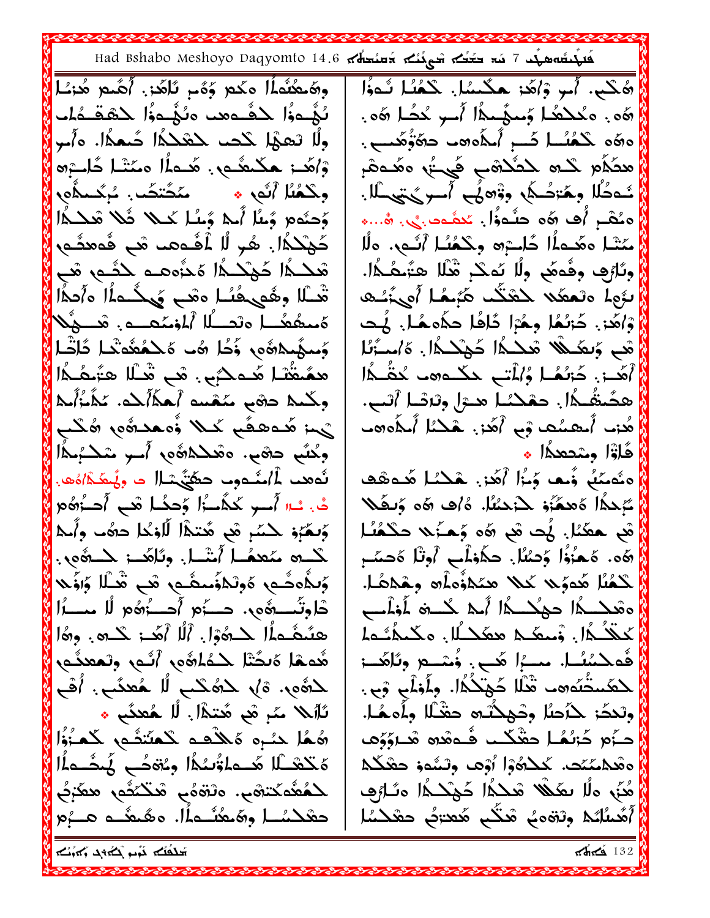ܗܳܟܰܢ. ܐܰܝܟ ܕܶܐܡܰܪ ܡܫܺܝܚܳܐ. ܠܥܳܠܡܳܐ ܢܽܘܗܪܳܐ
ܗܽܘ. ܘܡܰܠܟܽܘܬܳܐ ܕܡܫܺܝܚܳܐ ܐܰܝܟ ܥܳܠܡܳܐ ܗܽܘ.
ܘܗܽܘ ܠܥܳܠܡܳܐ ܟܽܠܶܗ ܐܰܠܳܗܽܘܬܶܗ ܒܕܽܘܒܳܪ̈ܘܗܝ.
ܗܰܕܳܡܶܐ ܠܶܗ ܠܡܰܠܟܽܘܬܶܗ ܦܽܘܩܳܕ̈ܶܐ ܘܡܰܘܗ̈ܒܳܬܳܐ
ܢܽܘܗܪܳܐ ܘܡܫܽܘܚܳܬ̈ܳܐ ܘܪ̈ܽܘܚܳܢܳܝܳܐ ܐܰܝܟ ܚ̈ܰܝܠܘܳܬܳܐ.
ܘܡܶܛܽܠ ܐܳܦ ܗܽܘ ܕܢܽܘܗܪܳܐ. ܠܒ݂ܽܘܫܶܝ. ܗ...
ܡܫܰܬܳܐ ܘܡܫܰܬܝܳܐ ܕܰܐܠܳܗܳܐ ܘܠܥܳܠܡܳܐ ܐܶܢܽܘܢ. ܘܠܳܐ
ܘܢܺܐܙܰܠ ܘܦܰܩܶܕ ܘܠܳܐ ܢܶܥܒܶܕ ܟܽܠ ܬܶܫܡܶܫܬܳܐ.
ܢܽܘܗܪ ܘܢܶܣܒܽܘܢ ܠܒܢܰܝ̈ ܐ̱ܢܳܫܳܐ ܐܰܝܟ ܗܳܢܽܘܢ
ܘܶܐܡܰܪ. ܕܒܢܰܝ̈ܳܐ ܘܚܙܺܝ ܕܐܳܦ ܕܶܚܠܬܳܐ. ܠܗܰܘ
ܡܶܢ ܕܢܶܣܰܒ ܥܳܠܡܳܐ ܕܢܽܘܗܪܳܐ. ܘܡܶܬܢܳܐ
ܐܶܡܰܪ. ܕܒܢܰܝ̈ܳܐ ܕܐܳܬܶܝܢ ܠܡܶܣܰܒ ܢܽܘܗܪܳܐ
ܥܰܒܕܰܘ̈ܗܝ. ܒܡܰܠܟܳܐ ܗܘܳܐ ܘܰܒܪܺܝܬܳܐ ܐܶܢܽܘܢ.
ܗܘܰܝܢ ܐܰܠܳܗܶܝܢ ܕܶܝܢ ܐܶܡܰܪ. ܡܰܠܟܳܐ ܐܰܠܳܗܽܘܬܗܽܘܢ
ܩܰܕܺܝܫܳܐ ܘܡܫܰܒܚܳܐ ◆

ܘܫܳܡܥܺܝܢ ܢܽܘܗܪ ܕܶܐܡܰܪ ܐܶܡܰܪ. ܡܰܠܟܳܐ ܡܰܠܟ̈ܶܐ
ܢܽܘܪܳܐ ܘܡܰܠܰܐܟܳܐ ܠܕܺܝܢܳܐ. ܘܐܳܦ ܗܽܘ ܕܢܶܣܰܒ
ܡܶܢ ܥܳܠܡܳܐ. ܠܗܰܘ ܡܶܢ ܗܽܘ ܕܡܰܢܫܶܐ ܠܟܽܠܗܽܘܢ
ܗܽܘ. ܘܡܰܠܰܐܟܳܐ ܕܢܽܘܗܪܳܐ. ܠܡܰܠܰܐܟܳܐ ܐܺܝܬ ܘܡܶܢܝܳܢ
ܠܥܳܠܡܳܐ ܡܰܠܘܳܐ ܥܰܠ ܡܰܬܠܽܘܬܶܗ ܘܡܰܠܟܽܘܬܳܐ.
ܘܡܰܠܟܳܐ ܕܡܰܠܟܳܐ ܐܰܝܟ ܠܗܽܘܢ ܠܡܰܠܰܐܟ̈ܶܐ
ܠܡܰܠܟܽܘܬܳܐ. ܘܡܰܠܟܳܐ ܡܰܠܟܽܘܬܳܐ. ܘܟܽܠܗܽܘܢ ܟܽܘܠܶܗ
ܦܽܘܠܚܳܢܳܐ. ܡܶܢ ܗܽܘ ܢܽܘܗܪ ܘܢܺܐܡܰܪ
ܠܡܫܰܡܫܳܢܽܘܬܶܗ ܟܽܠܶܗ ܕܢܽܘܗܪܳܐ. ܘܡܰܠܰܐܟܳܐ ܕܶܝܢ.
ܘܢܶܒܥܶܐ ܠܡܰܠܟܳܐ ܘܕܺܝܠܶܗ ܒܩܰܕܺܝܫܳܐ ܘܡܰܠܰܐܟܳܐ.
ܚܕܳܐ ܕܶܝܢ ܕܢܽܘܗܪܳܐ ܒܚܰܝܠܳܐ ܦܽܘܠܚܳܢܳܐ ܗܳܫܳܐ
ܘܡܶܬܚܙܶܐ. ܠܡܰܠܟܽܘܬܳܐ ܐܽܘܪܚܳܐ ܘܡܫܰܡܫܳܢ ܒܡܰܠܟܳܐ
ܗܳܢܶܝ ܘܠܳܐ ܢܶܫܬܰܠܰܛ ܡܰܠܟܳܐ ܕܢܽܘܗܪܳܐ ܘܢܺܐܙܰܠ
ܐܰܡܠܠܶܗ ܘܢܽܘܪܳܐ ܡܰܠܟܳܐ ܡܡܰܠܶܠ ܒܡܰܠܟܽܘܬܳܐ

ܘܡܫܺܝܚܳܐ ܕܶܝܢ ܘܡܰܠܟܳܐ ܐܶܡܰܪ. ܐܰܝܟ ܡܰܠܟܳܐ
ܢܽܘܗܪܳܐ ܠܥܳܠܡܳܐ ܘܢܽܘܗܪܳܐ ܠܡܰܠܰܐܟܳܐ.
ܘܠܳܐ ܢܶܗܘܶܐ ܠܟܽܘܢ ܠܡܰܠܟܳܐ ܫܡܰܝܳܐ. ܘܰܐܝܟ
ܕܶܐܡܰܪ ܡܫܺܝܚܳܐ. ܡܰܠܟܳܐ ܘܡܫܰܬܳܐ ܕܰܠܐܠܳܗ
ܘܠܥܳܠܡܳܐ ܐܶܢܽܘܢ ◆ ܡܫܺܝܚܳܐ. ܡܰܠܟܽܘܬܶܗ
ܘܡܰܠܟܳܐ ܘܡܶܠܳܐ ܐܰܝܟ ܘܡܶܠܳܐ ܠܟܽܠ ܦܶܠܳܐ ܡܰܠܟܳܐ
ܕܡܰܠܟܳܐ. ܗܽܘ ܠܳܐ ܐܳܦܽܘܢ ܡܶܢ ܦܽܘܡܶܗ
ܡܰܠܟܳܐ ܕܡܰܠܟܳܐ ܘܡܰܠܰܐܟܳܐ ܠܟܽܠܗܽܘܢ ܡܶܢ
ܡܶܠܳܐ ܘܫܡܰܝܳܐ ܘܡܶܢ ܕܡܰܠܟܽܘܬܳܐ ܘܰܐܚܪܺܬܳܐ
ܘܡܫܺܝܚܳܐ ܘܕܺܝܠܶܗ ܐܰܠܳܗܽܘܬܳܐ. ܡܶܢ ܡܰܠܟܽܘܬܶܗ
ܘܡܰܠܰܐܟ̈ܶܐ ܗܽܘ ܕܶܝܢ ܘܡܰܠܟܽܘܬܳܐ ܕܰܐܠܳܗܳܐ
ܡܶܢܶܗ ܡܰܠܟܽܘܬܳܐ ܘܡܰܠܟܳܐ. ܡܶܢ ܡܶܠܳܐ ܡܰܠܟܽܘܬܳܐ
ܘܟܽܠܶܗ ܒܗܽܘܢ ܡܫܺܝܚܳܐ ܐܰܠܳܗܽܘܬܳܐ ܡܰܠܟܽܘܬܳܐ
ܚܰܝܶܝܢ ܡܰܠܟܽܘܬܳܐ ܠܟܽܠ ܡܰܠܟܽܘܬܶܗ ܗܳܟܰܢ
ܘܟܽܠܶܗ ܒܗܽܘܢ. ܘܡܰܠܟܽܘܬܗܽܘܢ ܐܰܝܟ ܡܰܠܟܽܘܬܳܐ
ܢܽܘܗܪ ܐܰܠܳܗܽܘܬܳܐ ܕܡܰܠܟܽܘܬܳܐ ܒ ܘܡܫܺܝܚܳܐ.
ܦ. ܫ. ܐܰܝܟ ܡܰܠܟܽܘܬܳܐ ܘܡܰܠܟܳܐ ܡܶܢ ܐܰܠܳܗܽܘܬܶܗ
ܘܡܠܰܟ ܠܡܰܠܶܟ ܡܶܢ ܡܰܠܟܳܐ ܠܰܐܠܳܗܳܐ ܕܡܠܰܟ ܘܰܐܝܟ
ܠܶܗ ܡܫܺܝܚܳܐ ܐ̱ܢܳܫܳܐ. ܘܢܺܐܡܰܪ ܠܡܰܠܟܽܘܬܶܗ.
ܘܢܽܘܗܪܗܽܘܢ ܘܢܶܬܡܰܠܟܽܘܢ ܡܶܢ ܡܶܠܳܐ ܘܰܐܬܠ
ܕܐܳܬܶܝܢ ܗܘܰܘ. ܡܰܠܟܳܐ ܐܶܢܽܘܢ ܠܳܐ ܡܫܰܬܳܐ
ܡܶܫܬܰܡܠܶܝܢ ܠܡܰܠܟܳܐ. ܐܶܠܳܐ ܐܶܡܰܪ ܠܶܗ. ܘܗܳܐ
ܡܰܠܟܳܐ ܘܢܽܘܗܪܳܐ ܠܡܰܠܟܽܘܬܶܗ ܐܶܢܽܘܢ ܘܢܶܬܡܰܠܟܽܘܢ
ܠܗܽܘܢ. ܘܠܳܐ ܠܡܰܠܟܳܐ ܠܳܐ ܡܶܬܥܒܶܕ. ܐܳܦ
ܬܶܐܠܳܐ ܡܶܢ ܡܶܢ ܡܰܠܟܳܐ. ܠܳܐ ܡܶܬܥܒܶܕ ◆
ܗܳܟܰܢ ܕܶܝܢ ܘܡܰܠܟܳܐ ܠܡܰܠܟܽܘܬܶܗ ܠܡܰܠܟܳܐ
ܘܡܰܠܟܳܐ ܡܰܠܟܽܘܬܳܐ ܘܡܫܰܬܳܐ ܘܢܽܘܗܪܳܐ ܡܰܠܟܽܘܬܳܐ
ܠܡܰܠܟܽܘܬܶܗ. ܘܢܽܘܗܪܳܐ ܡܰܠܟܽܘܬܳܐ ܡܰܠܟܽܘܬܳܐ
ܡܰܠܟܽܘܬܳܐ ܘܡܫܺܝܚܽܘܬܳܐ. ܘܡܫܺܝܚܳܐ ܡܰܠܟܳܐ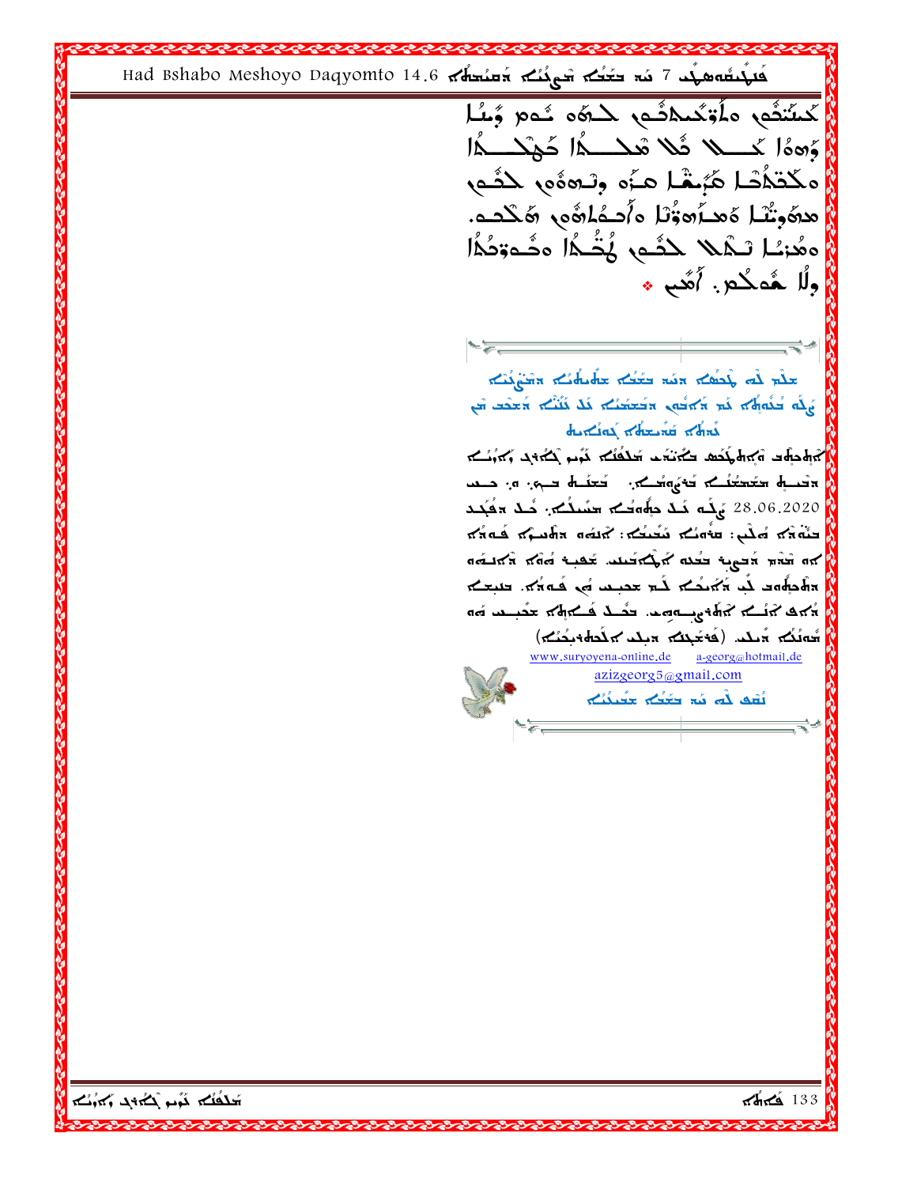ܟܡܢ̈ܝܗܘܢ ܘܐܪ̈ܡܠܬܗܘܢ ܠܗܘ ܫܘܡ ܙܒܢܐ

ܘܗܘܐ ܟܠܗ ܠܐ ܡܟܠܐ ܟܗܢܬܐ

ܘܟܬܒ̈ܐ ܕܩܕ̈ܝܫܐ ܗܪܐ ܘܢܗܘܘܢ ܠܟܘܢ

ܡܗܘܝܢܐ ܘܡܫܪܪܢܐ ܘܐܪ̈ܡܠܬܗܘܢ ܘܟܠܟܘܢ.

ܘܡܕܢܚܐ ܢܗܘܐ ܠܟܘܢ ܝܘܡܐ ܘܫܘܒܚܐ

ܘܠܐ ܫܘܠܡ. ܐܡܝܢ ܀

---

ܫܠܡ ܠܗ ܟܬܒܐ ܚܕ ܒܫܒܐ ܡܫܝܚܐ ܕܩܝܡܬܐ

ܒܝܘܡ ܥܪܘܒܬܐ ܕܝܘܡ ܐܝܪ ܕܫܢܬ ܠܡܪܢ ܕܥܒܕ ܡܢ

ܒܝܕ ܐܚܘܢ ܡܠܦܢܘܬܐ

ܕܐܬܬܩܢܘ ܡܢ ܫܘܬܦܘܬܐ ܕܟܬܒܐ ܡܠܦܢܐ ܥܙܝܙ ܓܒܪܐܝܠ ܓܘܪܓܝܣ

ܕܒܝܬ ܡܕܪܫܬܐ ܕܝܘܢܝܐ. ܟܬܒܬ ܒܗ: ܗ. ܒܝܬ

28.06.2020 ܝܘܡ ܚܕ ܒܫܒܐ ܡܫܝܚܐ. ܟܠ ܕܩܪܐ

ܒܗܢܐ ܟܬܒܐ: ܡܘܕܐ ܐܢܐ: ܘܡܘܕܐ ܕܫܘܒܚܐ ܩܘܕܫܐ

ܐܢܐ ܡܢ ܕܢܣܝܒ ܒܟܬܒ ܐܬܩܢܬܐ. ܥܡܝܪ ܡܢܗ ܕܐܬܐ ܘܗܘܐ

ܕܬܬܦܢܘܢ ܠܝ ܐܚܘܬܐ ܠܗ ܥܡܝܪ ܡܢ ܦܘܬܐ. ܒܝܬܝܐ

ܐܚܐ ܐܝܟܐ ܐܬܬܩܢܘ. ܒܟܠ ܦܘܪܫܢܐ ܥܡܝܪ ܗܘ

ܫܘܠܡܐ ܕܝܠܗ (ܦܘܩܕܢܐ ܕܝܠܗ ܕܐܬܬܩܢܘ)

www.suryoyena-online.de a-georg@hotmail.de

azizgeorg5@gmail.com

ܫܠܡ ܠܗ ܚܕ ܟܬܒܐ ܡܫܝܚܝܐ